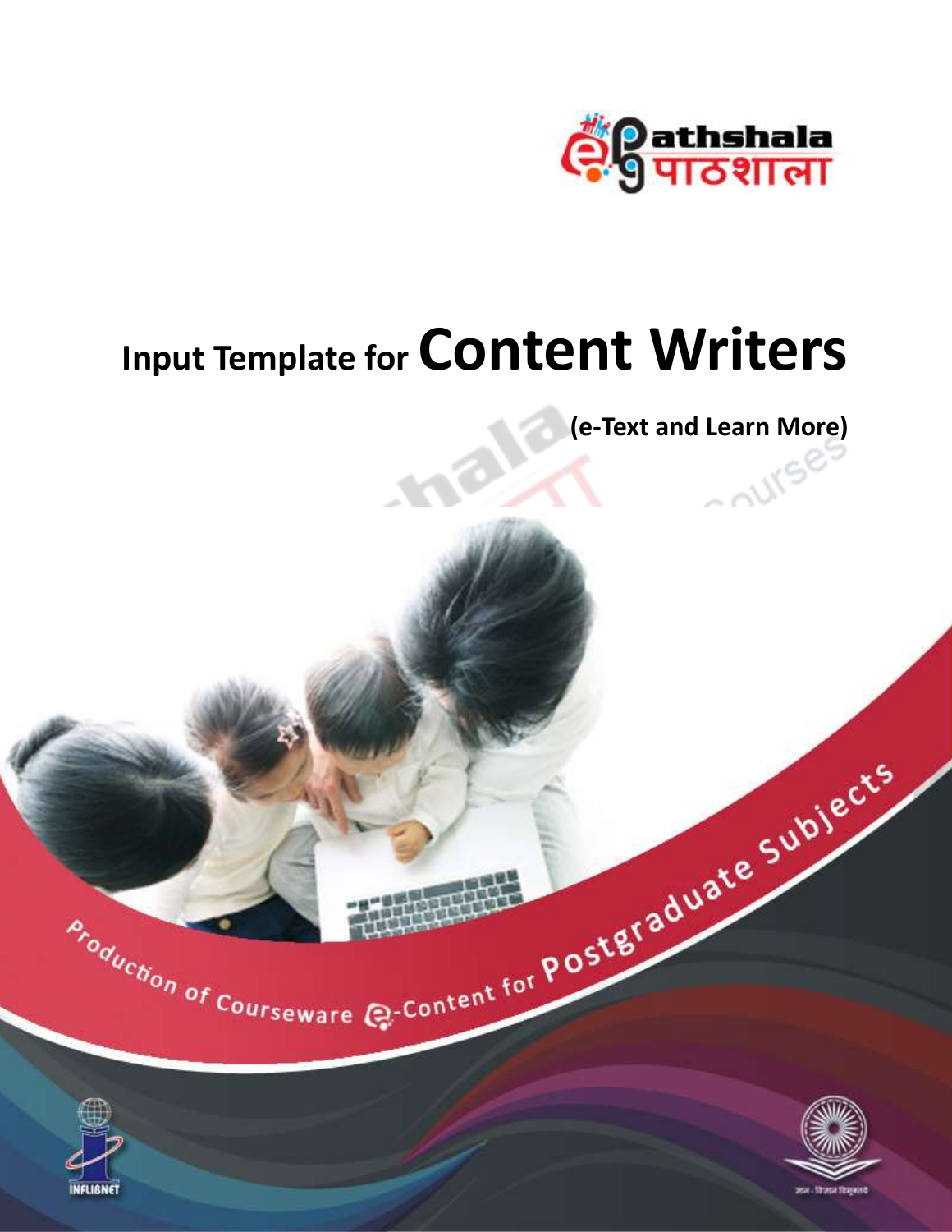e-Pathshala पाठशाला

# Input Template for Content Writers

**(e-Text and Learn More)**

Production of Courseware e-Content for Postgraduate Subjects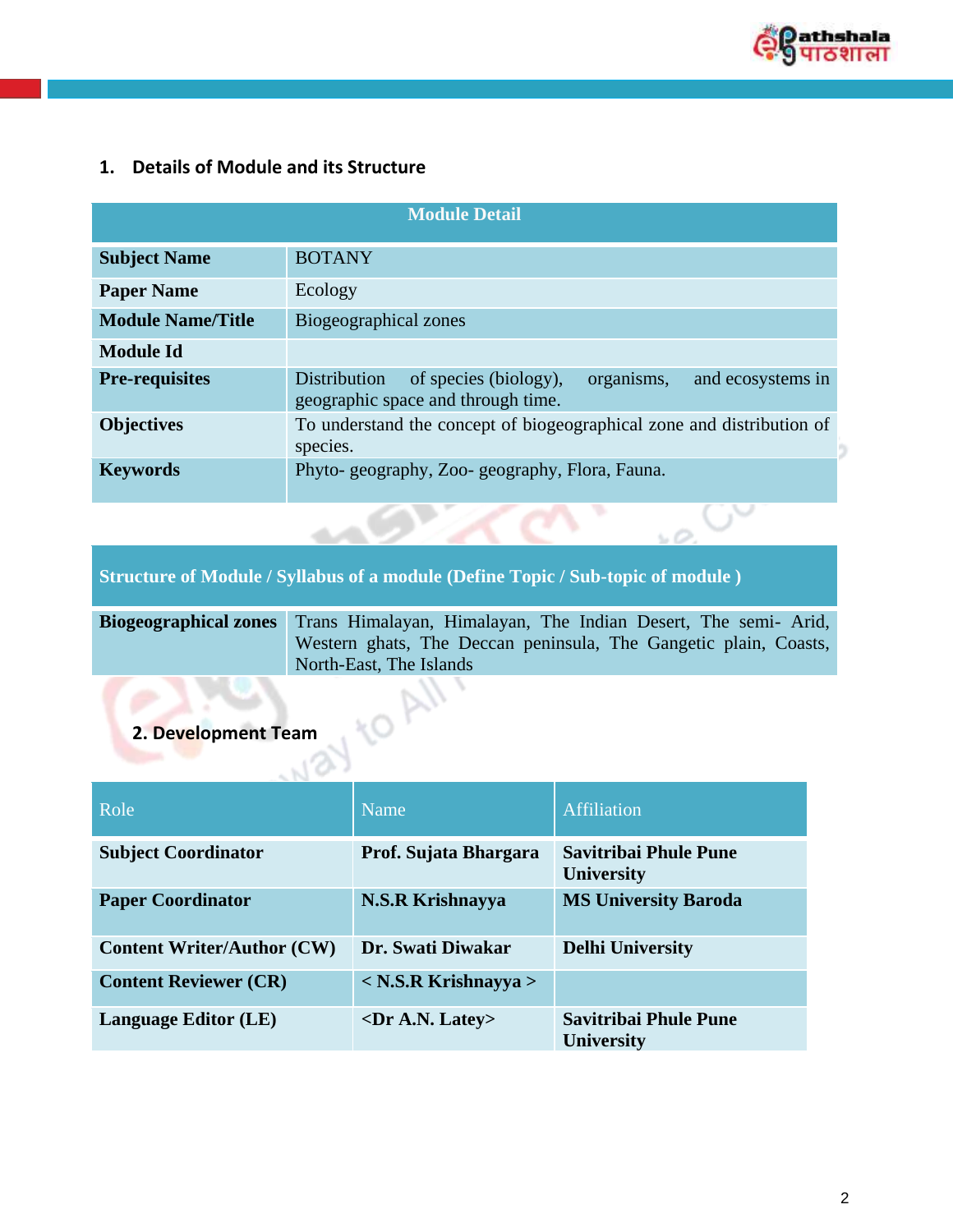## 1. Details of Module and its Structure

| Module Detail | |
|---|---|
| **Subject Name** | BOTANY |
| **Paper Name** | Ecology |
| **Module Name/Title** | Biogeographical zones |
| **Module Id** | |
| **Pre-requisites** | Distribution of species (biology), organisms, and ecosystems in geographic space and through time. |
| **Objectives** | To understand the concept of biogeographical zone and distribution of species. |
| **Keywords** | Phyto- geography, Zoo- geography, Flora, Fauna. |

| Structure of Module / Syllabus of a module (Define Topic / Sub-topic of module ) | |
|---|---|
| **Biogeographical zones** | Trans Himalayan, Himalayan, The Indian Desert, The semi- Arid, Western ghats, The Deccan peninsula, The Gangetic plain, Coasts, North-East, The Islands |

## 2. Development Team

| Role | Name | Affiliation |
|---|---|---|
| **Subject Coordinator** | **Prof. Sujata Bhargara** | **Savitribai Phule Pune University** |
| **Paper Coordinator** | **N.S.R Krishnayya** | **MS University Baroda** |
| **Content Writer/Author (CW)** | **Dr. Swati Diwakar** | **Delhi University** |
| **Content Reviewer (CR)** | **< N.S.R Krishnayya >** | |
| **Language Editor (LE)** | **<Dr A.N. Latey>** | **Savitribai Phule Pune University** |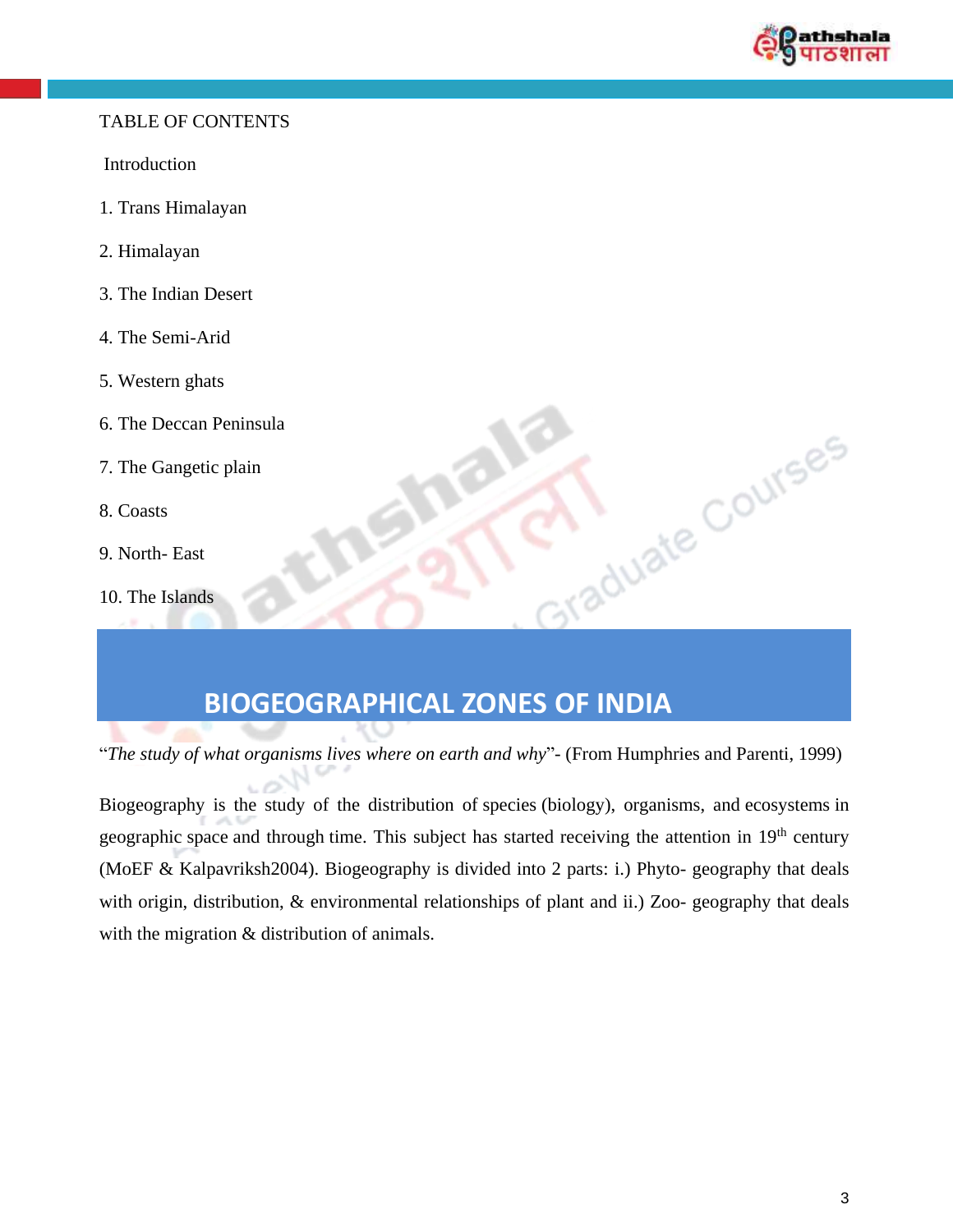TABLE OF CONTENTS

Introduction

1. Trans Himalayan
2. Himalayan
3. The Indian Desert
4. The Semi-Arid
5. Western ghats
6. The Deccan Peninsula
7. The Gangetic plain
8. Coasts
9. North- East
10. The Islands

# BIOGEOGRAPHICAL ZONES OF INDIA

"*The study of what organisms lives where on earth and why*"- (From Humphries and Parenti, 1999)

Biogeography is the study of the distribution of species (biology), organisms, and ecosystems in geographic space and through time. This subject has started receiving the attention in 19th century (MoEF & Kalpavriksh2004). Biogeography is divided into 2 parts: i.) Phyto- geography that deals with origin, distribution, & environmental relationships of plant and ii.) Zoo- geography that deals with the migration & distribution of animals.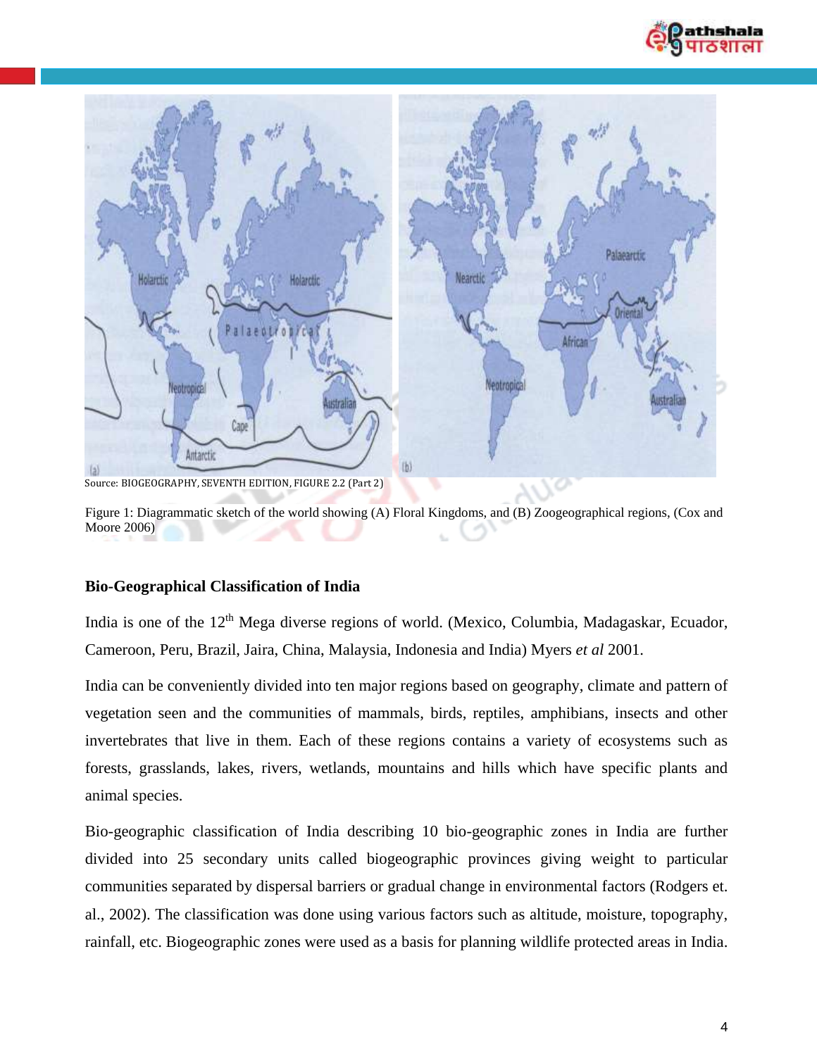Source: BIOGEOGRAPHY, SEVENTH EDITION, FIGURE 2.2 (Part 2)

Figure 1: Diagrammatic sketch of the world showing (A) Floral Kingdoms, and (B) Zoogeographical regions, (Cox and Moore 2006)

**Bio-Geographical Classification of India**

India is one of the 12th Mega diverse regions of world. (Mexico, Columbia, Madagaskar, Ecuador, Cameroon, Peru, Brazil, Jaira, China, Malaysia, Indonesia and India) Myers *et al* 2001.

India can be conveniently divided into ten major regions based on geography, climate and pattern of vegetation seen and the communities of mammals, birds, reptiles, amphibians, insects and other invertebrates that live in them. Each of these regions contains a variety of ecosystems such as forests, grasslands, lakes, rivers, wetlands, mountains and hills which have specific plants and animal species.

Bio-geographic classification of India describing 10 bio-geographic zones in India are further divided into 25 secondary units called biogeographic provinces giving weight to particular communities separated by dispersal barriers or gradual change in environmental factors (Rodgers et. al., 2002). The classification was done using various factors such as altitude, moisture, topography, rainfall, etc. Biogeographic zones were used as a basis for planning wildlife protected areas in India.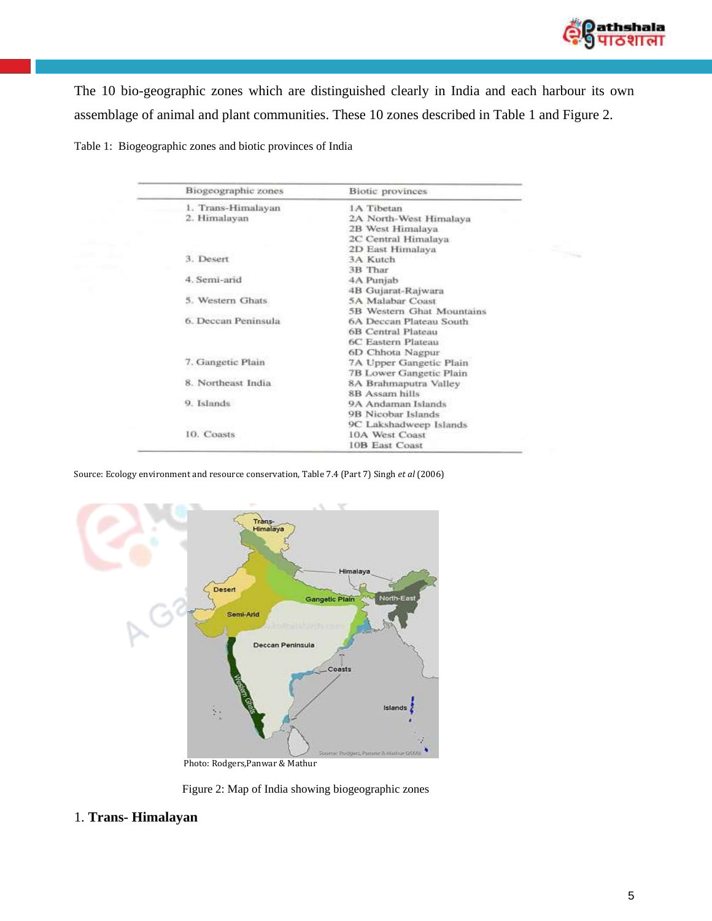The 10 bio-geographic zones which are distinguished clearly in India and each harbour its own assemblage of animal and plant communities. These 10 zones described in Table 1 and Figure 2.

Table 1: Biogeographic zones and biotic provinces of India

| Biogeographic zones | Biotic provinces |
|---|---|
| 1. Trans-Himalayan | 1A Tibetan |
| 2. Himalayan | 2A North-West Himalaya |
| | 2B West Himalaya |
| | 2C Central Himalaya |
| | 2D East Himalaya |
| 3. Desert | 3A Kutch |
| | 3B Thar |
| 4. Semi-arid | 4A Punjab |
| | 4B Gujarat-Rajwara |
| 5. Western Ghats | 5A Malabar Coast |
| | 5B Western Ghat Mountains |
| 6. Deccan Peninsula | 6A Deccan Plateau South |
| | 6B Central Plateau |
| | 6C Eastern Plateau |
| | 6D Chhota Nagpur |
| 7. Gangetic Plain | 7A Upper Gangetic Plain |
| | 7B Lower Gangetic Plain |
| 8. Northeast India | 8A Brahmaputra Valley |
| | 8B Assam hills |
| 9. Islands | 9A Andaman Islands |
| | 9B Nicobar Islands |
| | 9C Lakshadweep Islands |
| 10. Coasts | 10A West Coast |
| | 10B East Coast |

Source: Ecology environment and resource conservation, Table 7.4 (Part 7) Singh *et al* (2006)

Photo: Rodgers,Panwar & Mathur

Figure 2: Map of India showing biogeographic zones

## 1. **Trans- Himalayan**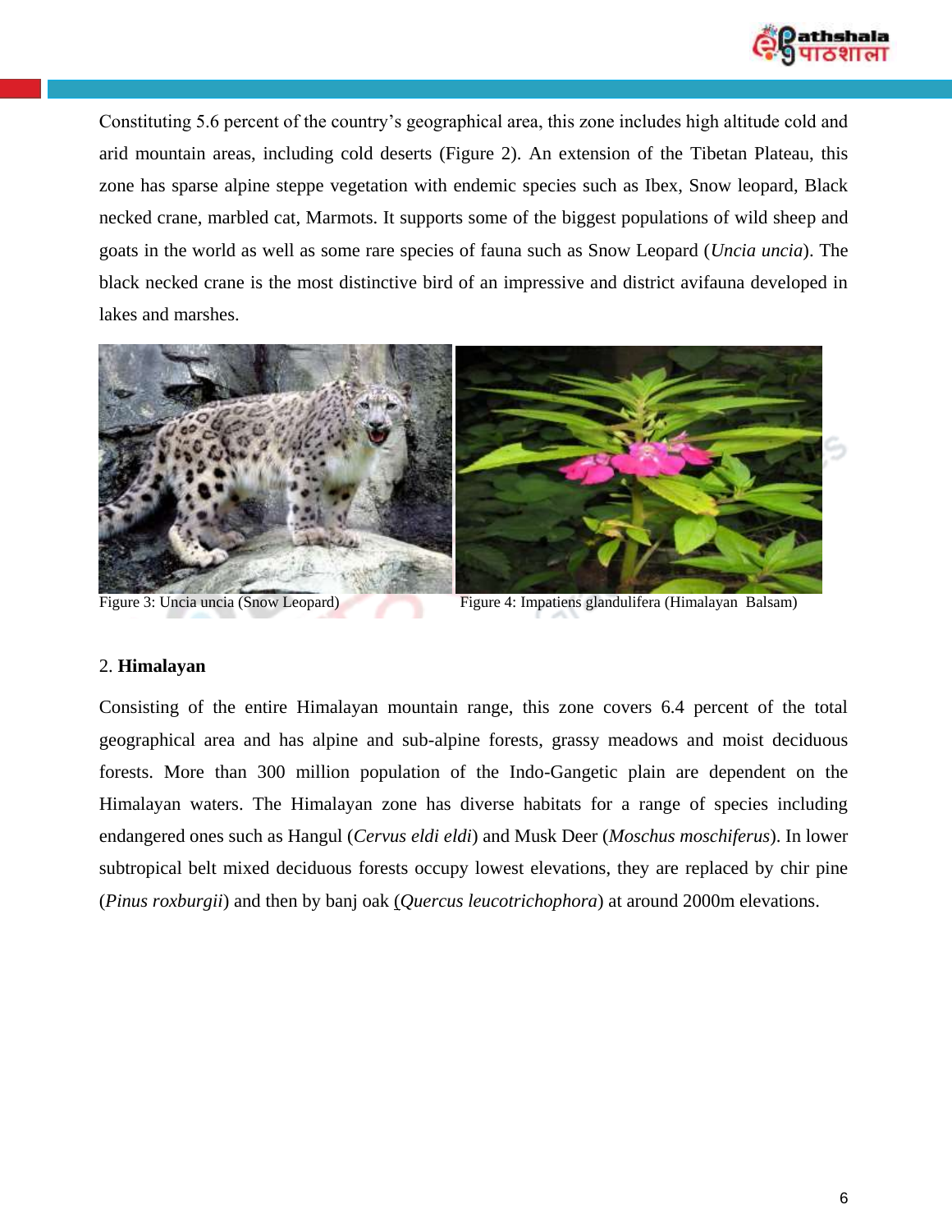Constituting 5.6 percent of the country's geographical area, this zone includes high altitude cold and arid mountain areas, including cold deserts (Figure 2). An extension of the Tibetan Plateau, this zone has sparse alpine steppe vegetation with endemic species such as Ibex, Snow leopard, Black necked crane, marbled cat, Marmots. It supports some of the biggest populations of wild sheep and goats in the world as well as some rare species of fauna such as Snow Leopard (*Uncia uncia*). The black necked crane is the most distinctive bird of an impressive and district avifauna developed in lakes and marshes.

Figure 3: Uncia uncia (Snow Leopard)

Figure 4: Impatiens glandulifera (Himalayan Balsam)

## 2. **Himalayan**

Consisting of the entire Himalayan mountain range, this zone covers 6.4 percent of the total geographical area and has alpine and sub-alpine forests, grassy meadows and moist deciduous forests. More than 300 million population of the Indo-Gangetic plain are dependent on the Himalayan waters. The Himalayan zone has diverse habitats for a range of species including endangered ones such as Hangul (*Cervus eldi eldi*) and Musk Deer (*Moschus moschiferus*). In lower subtropical belt mixed deciduous forests occupy lowest elevations, they are replaced by chir pine (*Pinus roxburgii*) and then by banj oak (*Quercus leucotrichophora*) at around 2000m elevations.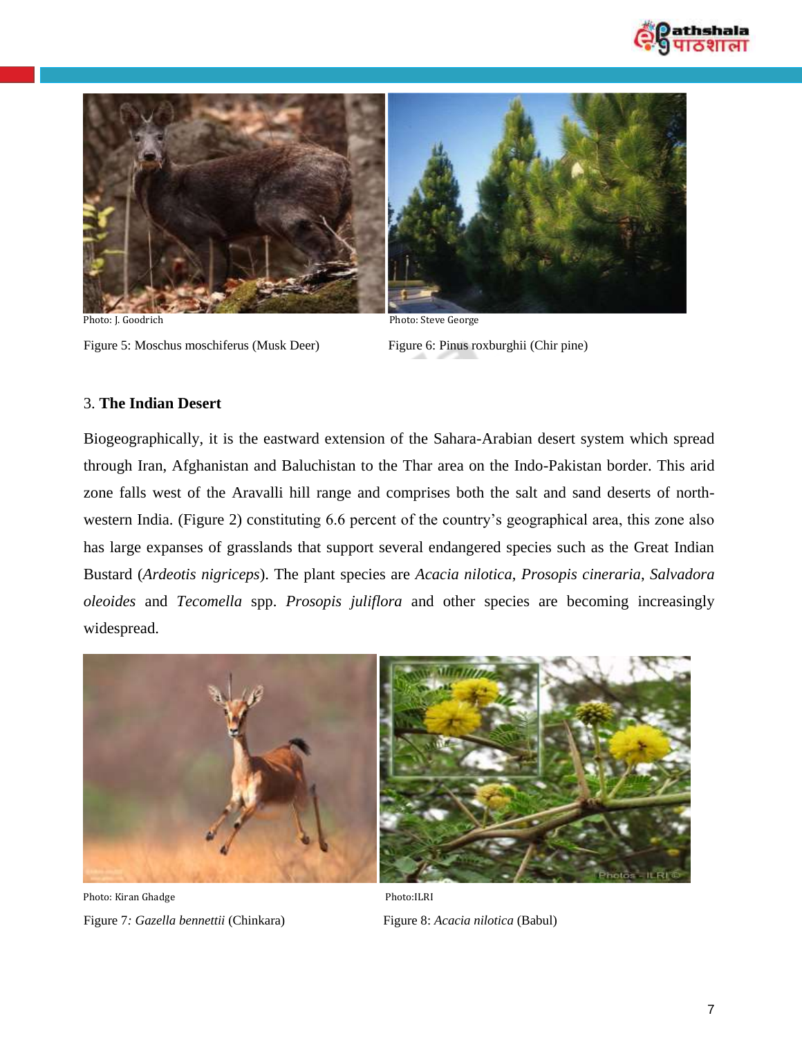Photo: J. Goodrich

Figure 5: Moschus moschiferus (Musk Deer)

Photo: Steve George

Figure 6: Pinus roxburghii (Chir pine)

3. **The Indian Desert**

Biogeographically, it is the eastward extension of the Sahara-Arabian desert system which spread through Iran, Afghanistan and Baluchistan to the Thar area on the Indo-Pakistan border. This arid zone falls west of the Aravalli hill range and comprises both the salt and sand deserts of north-western India. (Figure 2) constituting 6.6 percent of the country's geographical area, this zone also has large expanses of grasslands that support several endangered species such as the Great Indian Bustard (*Ardeotis nigriceps*). The plant species are *Acacia nilotica*, *Prosopis cineraria*, *Salvadora oleoides* and *Tecomella* spp. *Prosopis juliflora* and other species are becoming increasingly widespread.

Photo: Kiran Ghadge

Figure 7: *Gazella bennettii* (Chinkara)

Photo:ILRI

Figure 8: *Acacia nilotica* (Babul)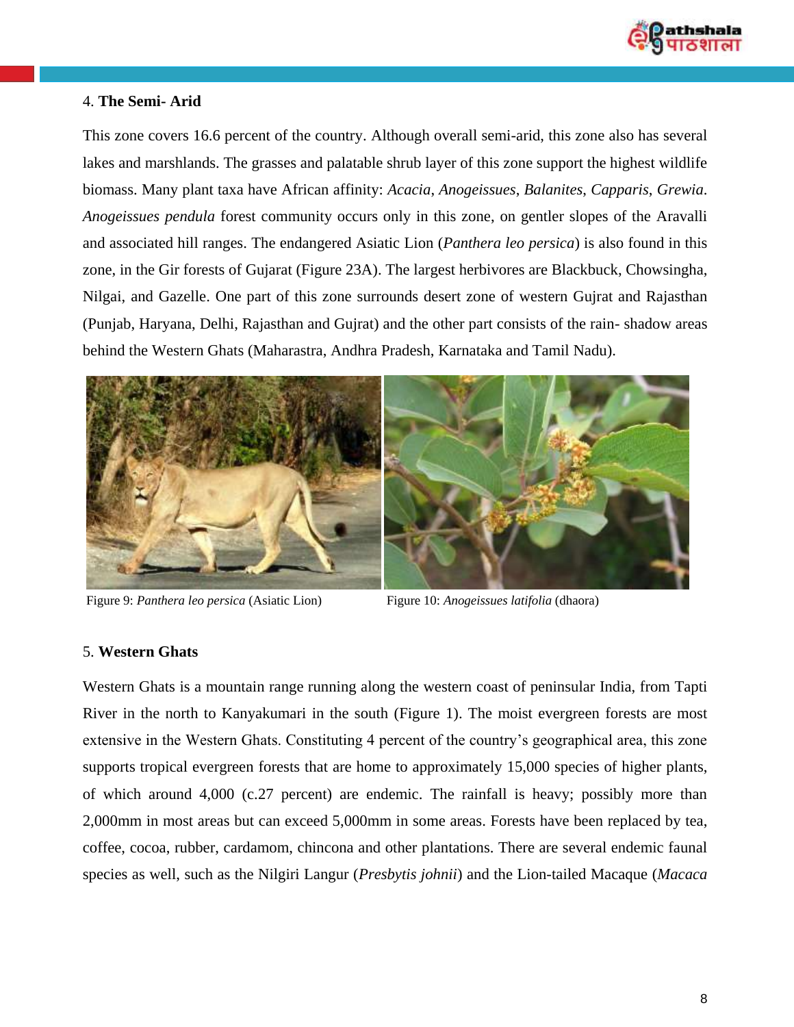4. **The Semi- Arid**

This zone covers 16.6 percent of the country. Although overall semi-arid, this zone also has several lakes and marshlands. The grasses and palatable shrub layer of this zone support the highest wildlife biomass. Many plant taxa have African affinity: *Acacia*, *Anogeissues*, *Balanites*, *Capparis*, *Grewia*. *Anogeissues pendula* forest community occurs only in this zone, on gentler slopes of the Aravalli and associated hill ranges. The endangered Asiatic Lion (*Panthera leo persica*) is also found in this zone, in the Gir forests of Gujarat (Figure 23A). The largest herbivores are Blackbuck, Chowsingha, Nilgai, and Gazelle. One part of this zone surrounds desert zone of western Gujrat and Rajasthan (Punjab, Haryana, Delhi, Rajasthan and Gujrat) and the other part consists of the rain- shadow areas behind the Western Ghats (Maharastra, Andhra Pradesh, Karnataka and Tamil Nadu).

Figure 9: *Panthera leo persica* (Asiatic Lion)

Figure 10: *Anogeissues latifolia* (dhaora)

5. **Western Ghats**

Western Ghats is a mountain range running along the western coast of peninsular India, from Tapti River in the north to Kanyakumari in the south (Figure 1). The moist evergreen forests are most extensive in the Western Ghats. Constituting 4 percent of the country's geographical area, this zone supports tropical evergreen forests that are home to approximately 15,000 species of higher plants, of which around 4,000 (c.27 percent) are endemic. The rainfall is heavy; possibly more than 2,000mm in most areas but can exceed 5,000mm in some areas. Forests have been replaced by tea, coffee, cocoa, rubber, cardamom, chincona and other plantations. There are several endemic faunal species as well, such as the Nilgiri Langur (*Presbytis johnii*) and the Lion-tailed Macaque (*Macaca*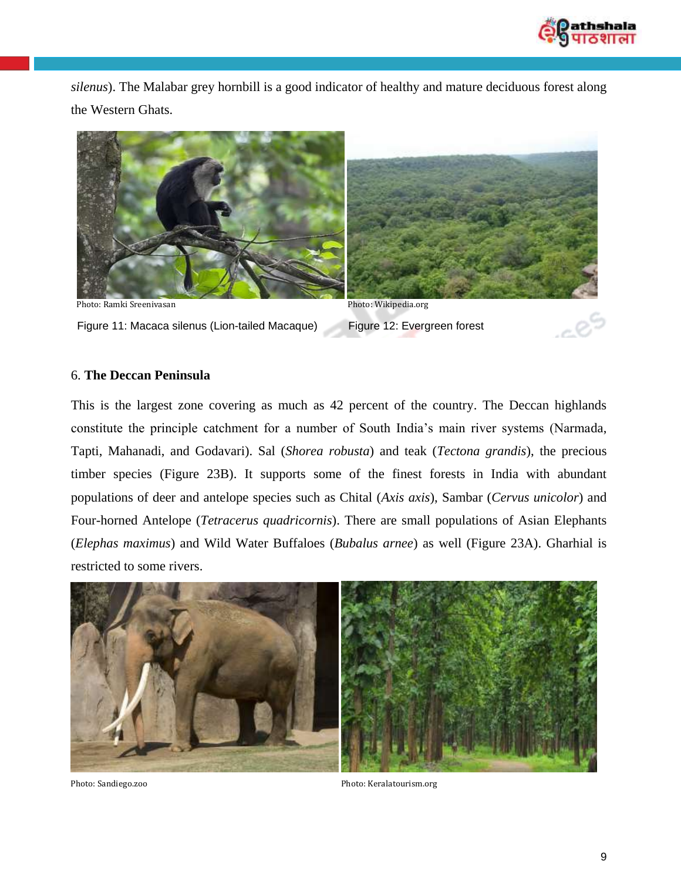*silenus*). The Malabar grey hornbill is a good indicator of healthy and mature deciduous forest along the Western Ghats.

Photo: Ramki Sreenivasan

Figure 11: Macaca silenus (Lion-tailed Macaque)

Photo: Wikipedia.org

Figure 12: Evergreen forest

6. **The Deccan Peninsula**

This is the largest zone covering as much as 42 percent of the country. The Deccan highlands constitute the principle catchment for a number of South India's main river systems (Narmada, Tapti, Mahanadi, and Godavari). Sal (*Shorea robusta*) and teak (*Tectona grandis*), the precious timber species (Figure 23B). It supports some of the finest forests in India with abundant populations of deer and antelope species such as Chital (*Axis axis*), Sambar (*Cervus unicolor*) and Four-horned Antelope (*Tetracerus quadricornis*). There are small populations of Asian Elephants (*Elephas maximus*) and Wild Water Buffaloes (*Bubalus arnee*) as well (Figure 23A). Gharhial is restricted to some rivers.

Photo: Sandiego.zoo

Photo: Keralatourism.org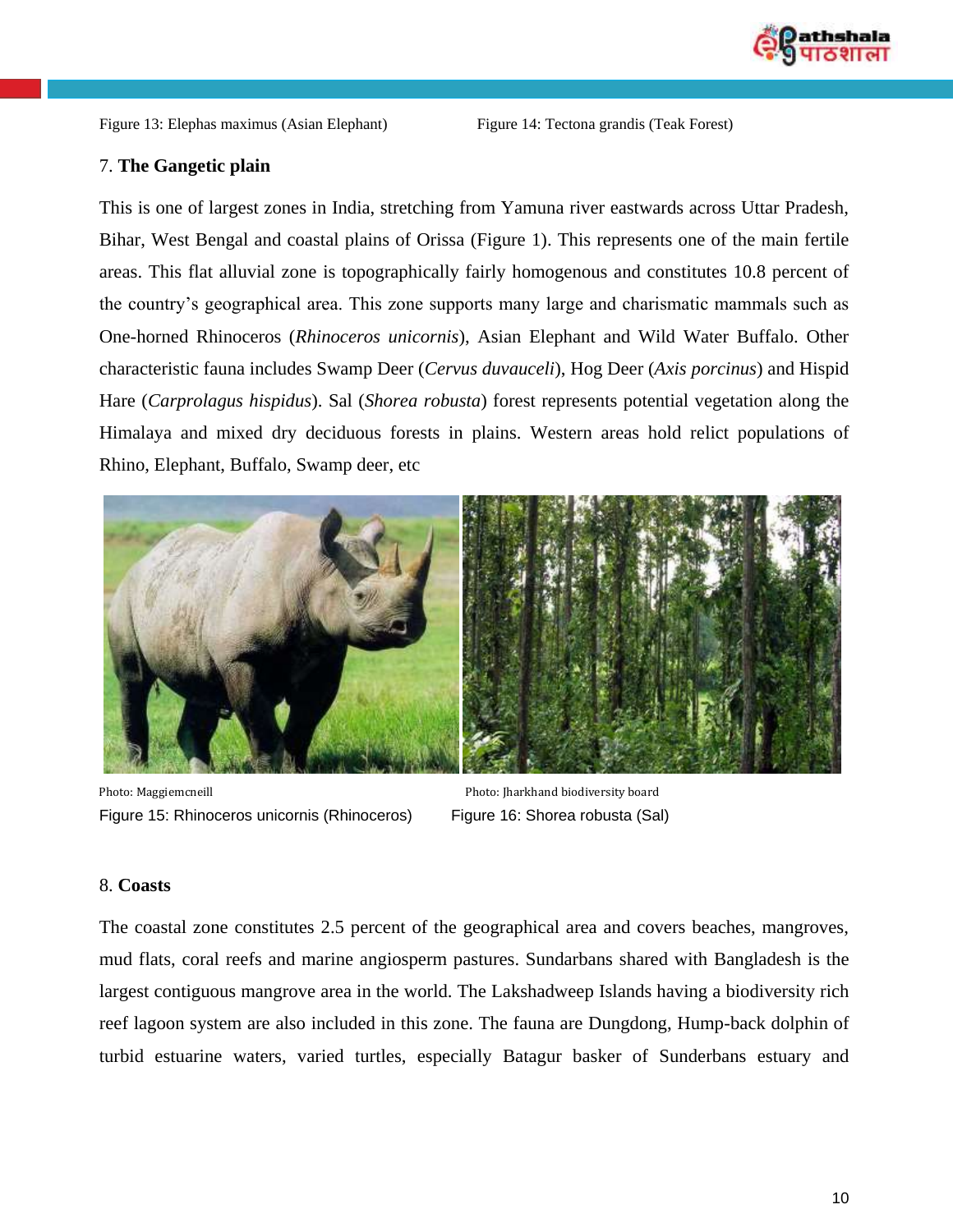Figure 13: Elephas maximus (Asian Elephant)

Figure 14: Tectona grandis (Teak Forest)

7. **The Gangetic plain**

This is one of largest zones in India, stretching from Yamuna river eastwards across Uttar Pradesh, Bihar, West Bengal and coastal plains of Orissa (Figure 1). This represents one of the main fertile areas. This flat alluvial zone is topographically fairly homogenous and constitutes 10.8 percent of the country's geographical area. This zone supports many large and charismatic mammals such as One-horned Rhinoceros (*Rhinoceros unicornis*), Asian Elephant and Wild Water Buffalo. Other characteristic fauna includes Swamp Deer (*Cervus duvauceli*), Hog Deer (*Axis porcinus*) and Hispid Hare (*Carprolagus hispidus*). Sal (*Shorea robusta*) forest represents potential vegetation along the Himalaya and mixed dry deciduous forests in plains. Western areas hold relict populations of Rhino, Elephant, Buffalo, Swamp deer, etc

Photo: Maggiemcneill

Figure 15: Rhinoceros unicornis (Rhinoceros)

Photo: Jharkhand biodiversity board

Figure 16: Shorea robusta (Sal)

8. **Coasts**

The coastal zone constitutes 2.5 percent of the geographical area and covers beaches, mangroves, mud flats, coral reefs and marine angiosperm pastures. Sundarbans shared with Bangladesh is the largest contiguous mangrove area in the world. The Lakshadweep Islands having a biodiversity rich reef lagoon system are also included in this zone. The fauna are Dungdong, Hump-back dolphin of turbid estuarine waters, varied turtles, especially Batagur basker of Sunderbans estuary and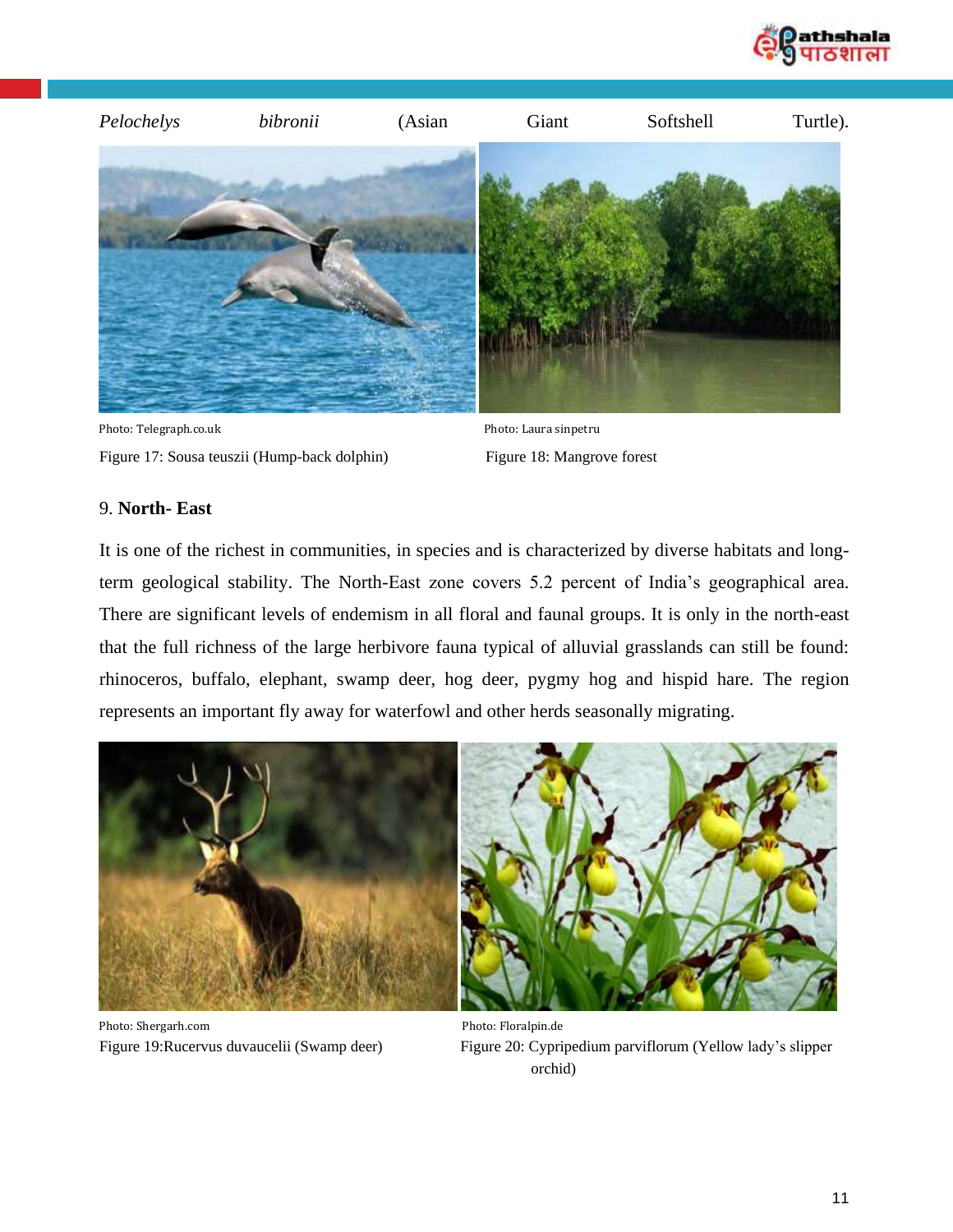*Pelochelys bibronii* (Asian Giant Softshell Turtle).

Photo: Telegraph.co.uk

Figure 17: Sousa teuszii (Hump-back dolphin)

Photo: Laura sinpetru

Figure 18: Mangrove forest

9. **North- East**

It is one of the richest in communities, in species and is characterized by diverse habitats and long-term geological stability. The North-East zone covers 5.2 percent of India's geographical area. There are significant levels of endemism in all floral and faunal groups. It is only in the north-east that the full richness of the large herbivore fauna typical of alluvial grasslands can still be found: rhinoceros, buffalo, elephant, swamp deer, hog deer, pygmy hog and hispid hare. The region represents an important fly away for waterfowl and other herds seasonally migrating.

Photo: Shergarh.com

Figure 19:Rucervus duvaucelii (Swamp deer)

Photo: Floralpin.de

Figure 20: Cypripedium parviflorum (Yellow lady's slipper orchid)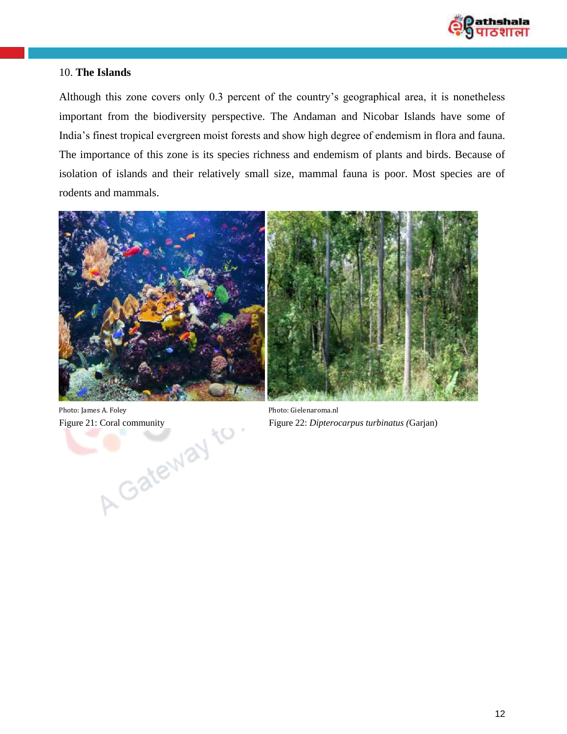## 10. **The Islands**

Although this zone covers only 0.3 percent of the country's geographical area, it is nonetheless important from the biodiversity perspective. The Andaman and Nicobar Islands have some of India's finest tropical evergreen moist forests and show high degree of endemism in flora and fauna. The importance of this zone is its species richness and endemism of plants and birds. Because of isolation of islands and their relatively small size, mammal fauna is poor. Most species are of rodents and mammals.

Photo: James A. Foley

Figure 21: Coral community

Photo: Gielenaroma.nl

Figure 22: *Dipterocarpus turbinatus (*Garjan)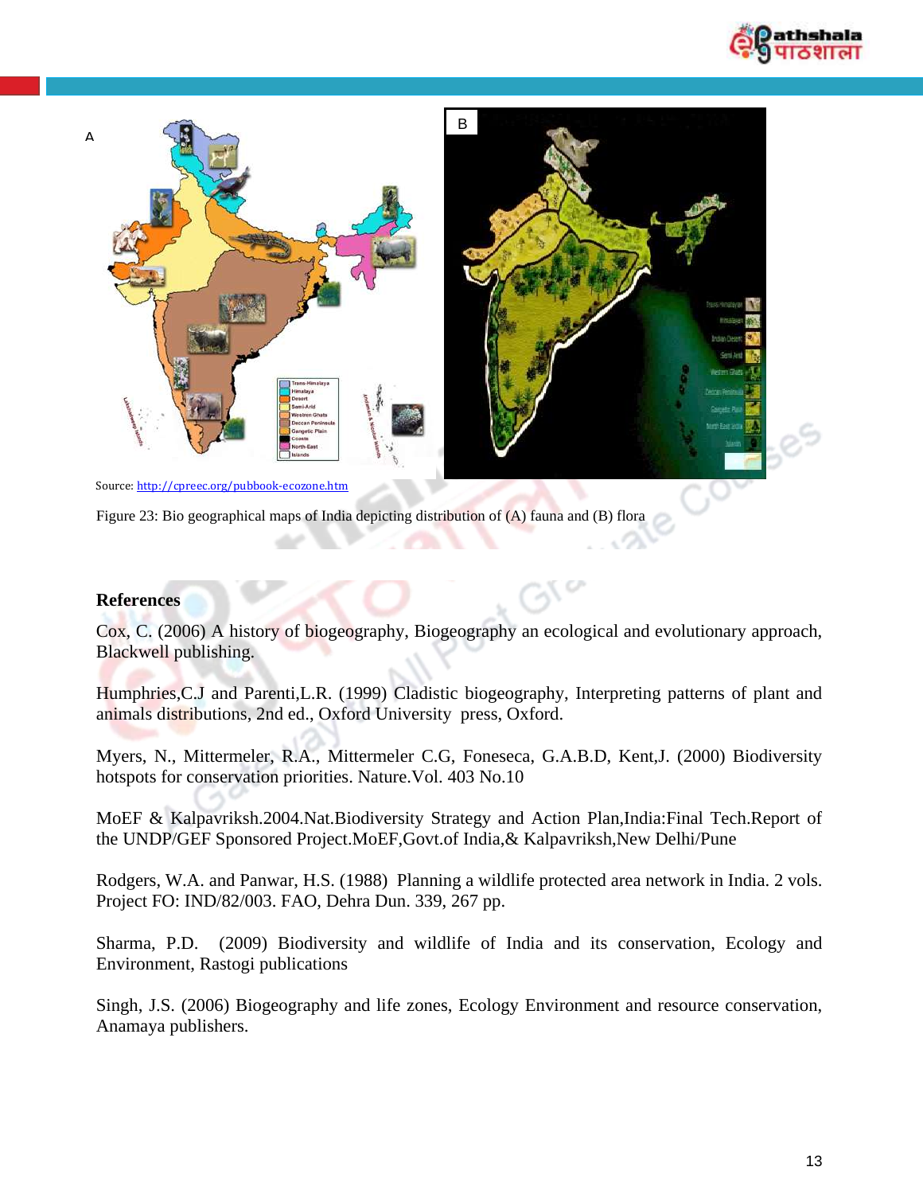A

B

Source: [http://cpreec.org/pubbook-ecozone.htm](http://cpreec.org/pubbook-ecozone.htm)

Figure 23: Bio geographical maps of India depicting distribution of (A) fauna and (B) flora

## References

Cox, C. (2006) A history of biogeography, Biogeography an ecological and evolutionary approach, Blackwell publishing.

Humphries,C.J and Parenti,L.R. (1999) Cladistic biogeography, Interpreting patterns of plant and animals distributions, 2nd ed., Oxford University press, Oxford.

Myers, N., Mittermeler, R.A., Mittermeler C.G, Foneseca, G.A.B.D, Kent,J. (2000) Biodiversity hotspots for conservation priorities. Nature.Vol. 403 No.10

MoEF & Kalpavriksh.2004.Nat.Biodiversity Strategy and Action Plan,India:Final Tech.Report of the UNDP/GEF Sponsored Project.MoEF,Govt.of India,& Kalpavriksh,New Delhi/Pune

Rodgers, W.A. and Panwar, H.S. (1988) Planning a wildlife protected area network in India. 2 vols. Project FO: IND/82/003. FAO, Dehra Dun. 339, 267 pp.

Sharma, P.D. (2009) Biodiversity and wildlife of India and its conservation, Ecology and Environment, Rastogi publications

Singh, J.S. (2006) Biogeography and life zones, Ecology Environment and resource conservation, Anamaya publishers.